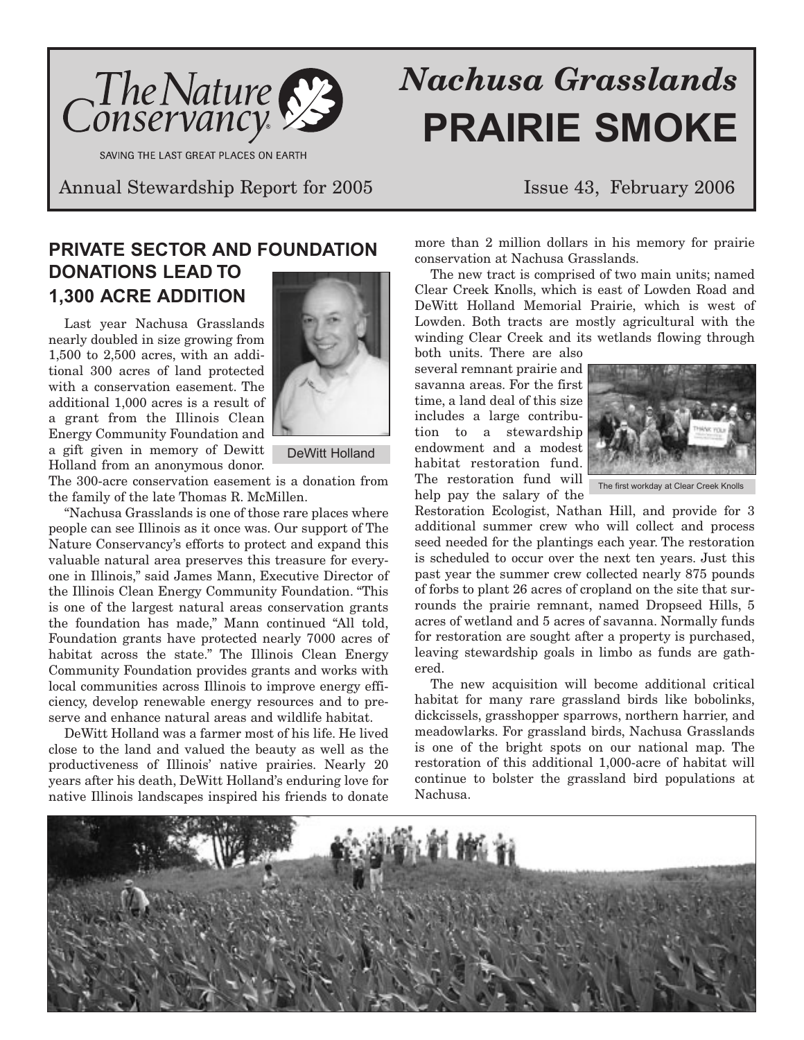The Nature Conservancy

SAVING THE LAST GREAT PLACES ON EARTH

# *Nachusa Grasslands* PRAIRIE SMOKE

Annual Stewardship Report for 2005 — Issue 43, February 2006

## PRIVATE SECTOR AND FOUNDATION DONATIONS LEAD TO 1,300 ACRE ADDITION

DeWitt Holland

Last year Nachusa Grasslands nearly doubled in size growing from 1,500 to 2,500 acres, with an additional 300 acres of land protected with a conservation easement. The additional 1,000 acres is a result of a grant from the Illinois Clean Energy Community Foundation and a gift given in memory of Dewitt Holland from an anonymous donor. The 300-acre conservation easement is a donation from the family of the late Thomas R. McMillen.

"Nachusa Grasslands is one of those rare places where people can see Illinois as it once was. Our support of The Nature Conservancy's efforts to protect and expand this valuable natural area preserves this treasure for everyone in Illinois," said James Mann, Executive Director of the Illinois Clean Energy Community Foundation. "This is one of the largest natural areas conservation grants the foundation has made," Mann continued "All told, Foundation grants have protected nearly 7000 acres of habitat across the state." The Illinois Clean Energy Community Foundation provides grants and works with local communities across Illinois to improve energy efficiency, develop renewable energy resources and to preserve and enhance natural areas and wildlife habitat.

DeWitt Holland was a farmer most of his life. He lived close to the land and valued the beauty as well as the productiveness of Illinois' native prairies. Nearly 20 years after his death, DeWitt Holland's enduring love for native Illinois landscapes inspired his friends to donate more than 2 million dollars in his memory for prairie conservation at Nachusa Grasslands.

The new tract is comprised of two main units; named Clear Creek Knolls, which is east of Lowden Road and DeWitt Holland Memorial Prairie, which is west of Lowden. Both tracts are mostly agricultural with the winding Clear Creek and its wetlands flowing through both units. There are also several remnant prairie and savanna areas. For the first time, a land deal of this size includes a large contribution to a stewardship endowment and a modest habitat restoration fund. The restoration fund will help pay the salary of the Restoration Ecologist, Nathan Hill, and provide for 3 additional summer crew who will collect and process seed needed for the plantings each year. The restoration is scheduled to occur over the next ten years. Just this past year the summer crew collected nearly 875 pounds of forbs to plant 26 acres of cropland on the site that surrounds the prairie remnant, named Dropseed Hills, 5 acres of wetland and 5 acres of savanna. Normally funds for restoration are sought after a property is purchased, leaving stewardship goals in limbo as funds are gathered.

The first workday at Clear Creek Knolls

The new acquisition will become additional critical habitat for many rare grassland birds like bobolinks, dickcissels, grasshopper sparrows, northern harrier, and meadowlarks. For grassland birds, Nachusa Grasslands is one of the bright spots on our national map. The restoration of this additional 1,000-acre of habitat will continue to bolster the grassland bird populations at Nachusa.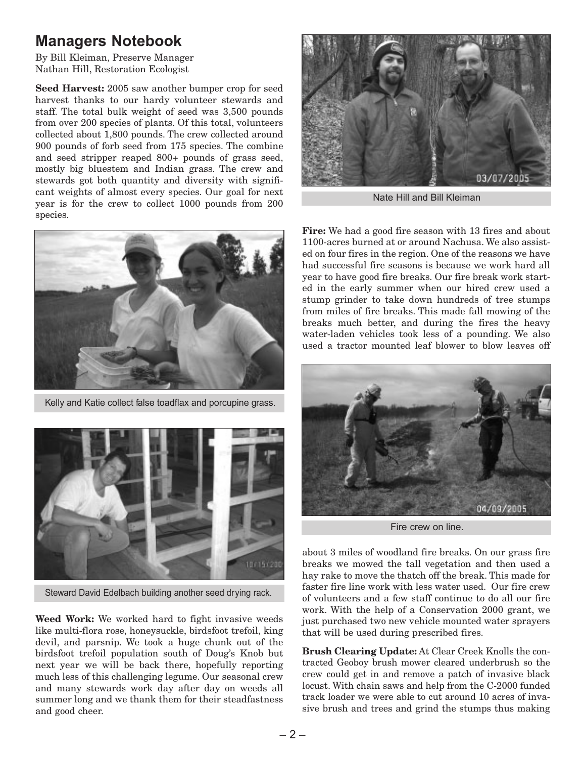## Managers Notebook

By Bill Kleiman, Preserve Manager
Nathan Hill, Restoration Ecologist

**Seed Harvest:** 2005 saw another bumper crop for seed harvest thanks to our hardy volunteer stewards and staff. The total bulk weight of seed was 3,500 pounds from over 200 species of plants. Of this total, volunteers collected about 1,800 pounds. The crew collected around 900 pounds of forb seed from 175 species. The combine and seed stripper reaped 800+ pounds of grass seed, mostly big bluestem and Indian grass. The crew and stewards got both quantity and diversity with significant weights of almost every species. Our goal for next year is for the crew to collect 1000 pounds from 200 species.

Kelly and Katie collect false toadflax and porcupine grass.

Steward David Edelbach building another seed drying rack.

**Weed Work:** We worked hard to fight invasive weeds like multi-flora rose, honeysuckle, birdsfoot trefoil, king devil, and parsnip. We took a huge chunk out of the birdsfoot trefoil population south of Doug's Knob but next year we will be back there, hopefully reporting much less of this challenging legume. Our seasonal crew and many stewards work day after day on weeds all summer long and we thank them for their steadfastness and good cheer.

Nate Hill and Bill Kleiman

**Fire:** We had a good fire season with 13 fires and about 1100-acres burned at or around Nachusa. We also assisted on four fires in the region. One of the reasons we have had successful fire seasons is because we work hard all year to have good fire breaks. Our fire break work started in the early summer when our hired crew used a stump grinder to take down hundreds of tree stumps from miles of fire breaks. This made fall mowing of the breaks much better, and during the fires the heavy water-laden vehicles took less of a pounding. We also used a tractor mounted leaf blower to blow leaves off about 3 miles of woodland fire breaks. On our grass fire breaks we mowed the tall vegetation and then used a hay rake to move the thatch off the break. This made for faster fire line work with less water used. Our fire crew of volunteers and a few staff continue to do all our fire work. With the help of a Conservation 2000 grant, we just purchased two new vehicle mounted water sprayers that will be used during prescribed fires.

Fire crew on line.

**Brush Clearing Update:** At Clear Creek Knolls the contracted Geoboy brush mower cleared underbrush so the crew could get in and remove a patch of invasive black locust. With chain saws and help from the C-2000 funded track loader we were able to cut around 10 acres of invasive brush and trees and grind the stumps thus making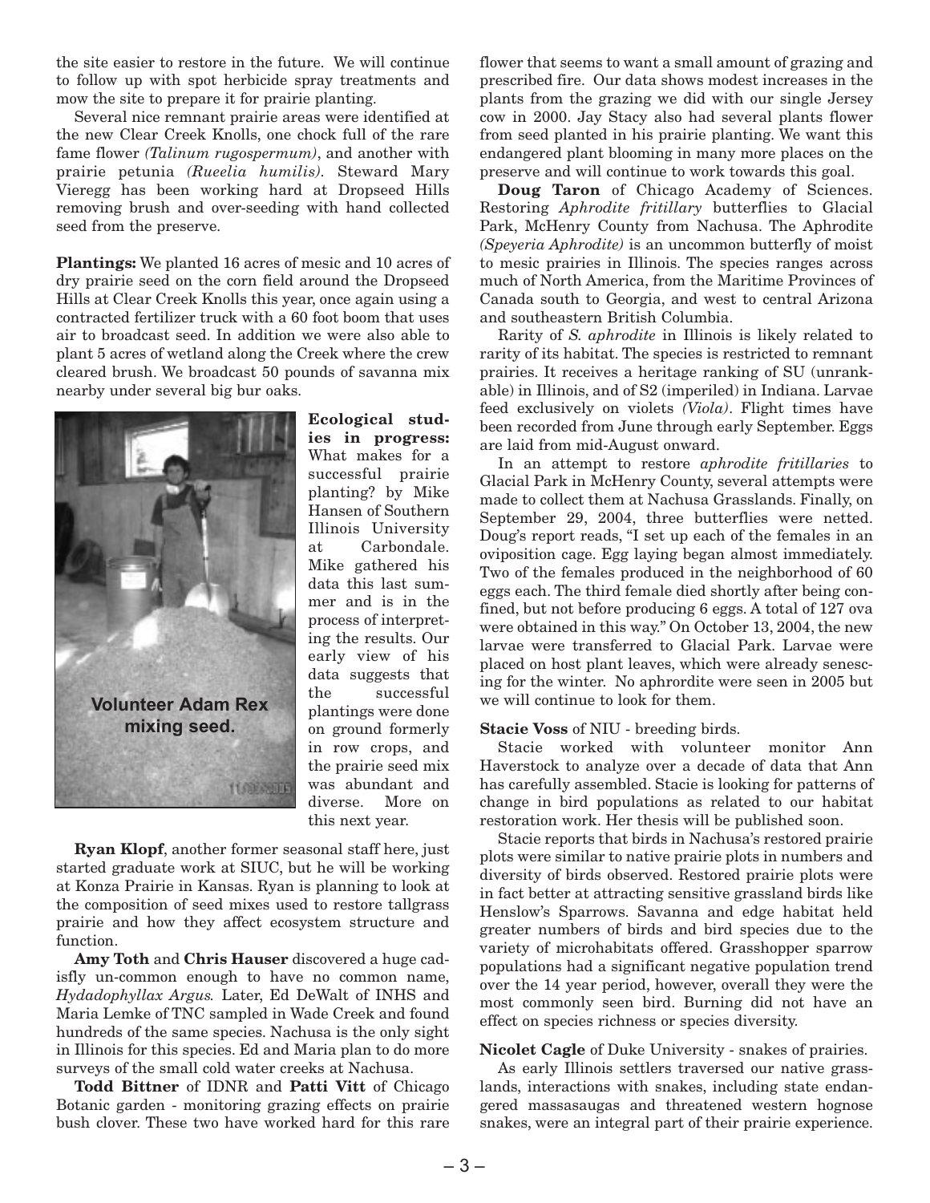the site easier to restore in the future. We will continue to follow up with spot herbicide spray treatments and mow the site to prepare it for prairie planting.

Several nice remnant prairie areas were identified at the new Clear Creek Knolls, one chock full of the rare fame flower *(Talinum rugospermum)*, and another with prairie petunia *(Rueelia humilis)*. Steward Mary Vieregg has been working hard at Dropseed Hills removing brush and over-seeding with hand collected seed from the preserve.

**Plantings:** We planted 16 acres of mesic and 10 acres of dry prairie seed on the corn field around the Dropseed Hills at Clear Creek Knolls this year, once again using a contracted fertilizer truck with a 60 foot boom that uses air to broadcast seed. In addition we were also able to plant 5 acres of wetland along the Creek where the crew cleared brush. We broadcast 50 pounds of savanna mix nearby under several big bur oaks.

Volunteer Adam Rex mixing seed.

**Ecological studies in progress:** What makes for a successful prairie planting? by Mike Hansen of Southern Illinois University at Carbondale. Mike gathered his data this last summer and is in the process of interpreting the results. Our early view of his data suggests that the successful plantings were done on ground formerly in row crops, and the prairie seed mix was abundant and diverse. More on this next year.

**Ryan Klopf**, another former seasonal staff here, just started graduate work at SIUC, but he will be working at Konza Prairie in Kansas. Ryan is planning to look at the composition of seed mixes used to restore tallgrass prairie and how they affect ecosystem structure and function.

**Amy Toth** and **Chris Hauser** discovered a huge cadisfly un-common enough to have no common name, *Hydadophyllax Argus.* Later, Ed DeWalt of INHS and Maria Lemke of TNC sampled in Wade Creek and found hundreds of the same species. Nachusa is the only sight in Illinois for this species. Ed and Maria plan to do more surveys of the small cold water creeks at Nachusa.

**Todd Bittner** of IDNR and **Patti Vitt** of Chicago Botanic garden - monitoring grazing effects on prairie bush clover. These two have worked hard for this rare flower that seems to want a small amount of grazing and prescribed fire. Our data shows modest increases in the plants from the grazing we did with our single Jersey cow in 2000. Jay Stacy also had several plants flower from seed planted in his prairie planting. We want this endangered plant blooming in many more places on the preserve and will continue to work towards this goal.

**Doug Taron** of Chicago Academy of Sciences. Restoring *Aphrodite fritillary* butterflies to Glacial Park, McHenry County from Nachusa. The Aphrodite *(Speyeria Aphrodite)* is an uncommon butterfly of moist to mesic prairies in Illinois. The species ranges across much of North America, from the Maritime Provinces of Canada south to Georgia, and west to central Arizona and southeastern British Columbia.

Rarity of *S. aphrodite* in Illinois is likely related to rarity of its habitat. The species is restricted to remnant prairies. It receives a heritage ranking of SU (unrankable) in Illinois, and of S2 (imperiled) in Indiana. Larvae feed exclusively on violets *(Viola)*. Flight times have been recorded from June through early September. Eggs are laid from mid-August onward.

In an attempt to restore *aphrodite fritillaries* to Glacial Park in McHenry County, several attempts were made to collect them at Nachusa Grasslands. Finally, on September 29, 2004, three butterflies were netted. Doug's report reads, "I set up each of the females in an oviposition cage. Egg laying began almost immediately. Two of the females produced in the neighborhood of 60 eggs each. The third female died shortly after being confined, but not before producing 6 eggs. A total of 127 ova were obtained in this way." On October 13, 2004, the new larvae were transferred to Glacial Park. Larvae were placed on host plant leaves, which were already senescing for the winter. No aphrordite were seen in 2005 but we will continue to look for them.

**Stacie Voss** of NIU - breeding birds.

Stacie worked with volunteer monitor Ann Haverstock to analyze over a decade of data that Ann has carefully assembled. Stacie is looking for patterns of change in bird populations as related to our habitat restoration work. Her thesis will be published soon.

Stacie reports that birds in Nachusa's restored prairie plots were similar to native prairie plots in numbers and diversity of birds observed. Restored prairie plots were in fact better at attracting sensitive grassland birds like Henslow's Sparrows. Savanna and edge habitat held greater numbers of birds and bird species due to the variety of microhabitats offered. Grasshopper sparrow populations had a significant negative population trend over the 14 year period, however, overall they were the most commonly seen bird. Burning did not have an effect on species richness or species diversity.

**Nicolet Cagle** of Duke University - snakes of prairies.

As early Illinois settlers traversed our native grasslands, interactions with snakes, including state endangered massasaugas and threatened western hognose snakes, were an integral part of their prairie experience.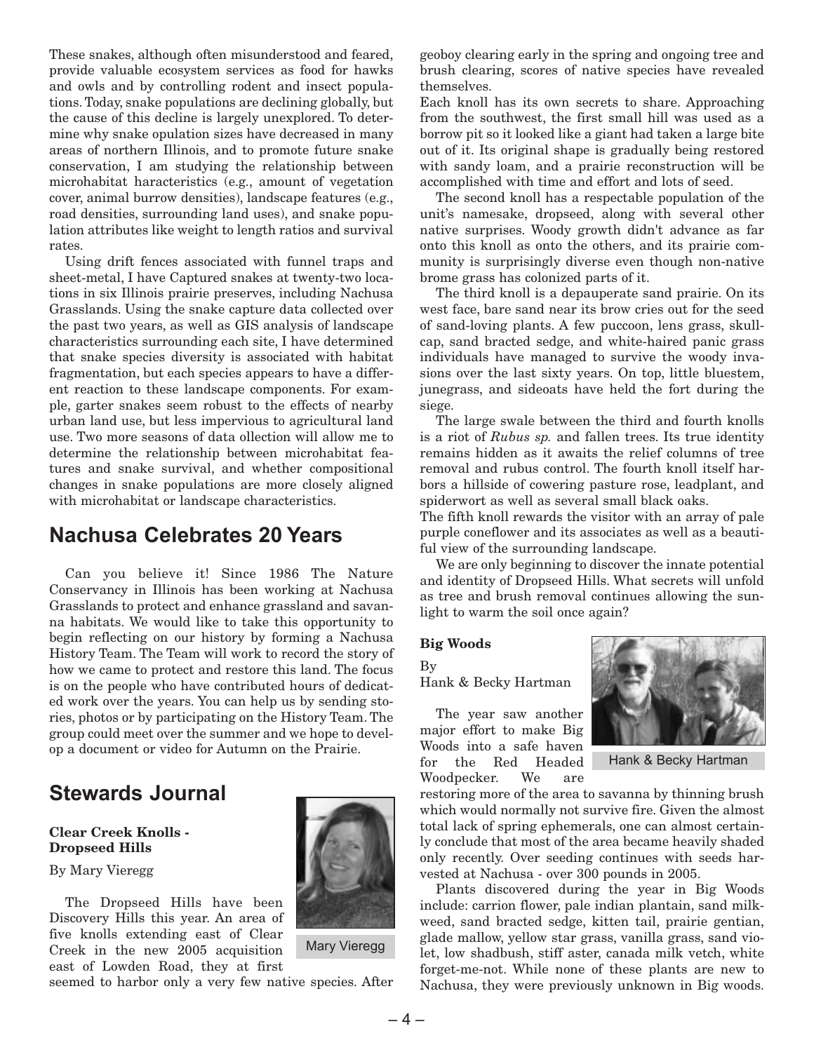These snakes, although often misunderstood and feared, provide valuable ecosystem services as food for hawks and owls and by controlling rodent and insect populations. Today, snake populations are declining globally, but the cause of this decline is largely unexplored. To determine why snake opulation sizes have decreased in many areas of northern Illinois, and to promote future snake conservation, I am studying the relationship between microhabitat haracteristics (e.g., amount of vegetation cover, animal burrow densities), landscape features (e.g., road densities, surrounding land uses), and snake population attributes like weight to length ratios and survival rates.

Using drift fences associated with funnel traps and sheet-metal, I have Captured snakes at twenty-two locations in six Illinois prairie preserves, including Nachusa Grasslands. Using the snake capture data collected over the past two years, as well as GIS analysis of landscape characteristics surrounding each site, I have determined that snake species diversity is associated with habitat fragmentation, but each species appears to have a different reaction to these landscape components. For example, garter snakes seem robust to the effects of nearby urban land use, but less impervious to agricultural land use. Two more seasons of data ollection will allow me to determine the relationship between microhabitat features and snake survival, and whether compositional changes in snake populations are more closely aligned with microhabitat or landscape characteristics.

## Nachusa Celebrates 20 Years

Can you believe it! Since 1986 The Nature Conservancy in Illinois has been working at Nachusa Grasslands to protect and enhance grassland and savanna habitats. We would like to take this opportunity to begin reflecting on our history by forming a Nachusa History Team. The Team will work to record the story of how we came to protect and restore this land. The focus is on the people who have contributed hours of dedicated work over the years. You can help us by sending stories, photos or by participating on the History Team. The group could meet over the summer and we hope to develop a document or video for Autumn on the Prairie.

## Stewards Journal

**Clear Creek Knolls - Dropseed Hills**

By Mary Vieregg

Mary Vieregg

The Dropseed Hills have been Discovery Hills this year. An area of five knolls extending east of Clear Creek in the new 2005 acquisition east of Lowden Road, they at first seemed to harbor only a very few native species. After geoboy clearing early in the spring and ongoing tree and brush clearing, scores of native species have revealed themselves.

Each knoll has its own secrets to share. Approaching from the southwest, the first small hill was used as a borrow pit so it looked like a giant had taken a large bite out of it. Its original shape is gradually being restored with sandy loam, and a prairie reconstruction will be accomplished with time and effort and lots of seed.

The second knoll has a respectable population of the unit's namesake, dropseed, along with several other native surprises. Woody growth didn't advance as far onto this knoll as onto the others, and its prairie community is surprisingly diverse even though non-native brome grass has colonized parts of it.

The third knoll is a depauperate sand prairie. On its west face, bare sand near its brow cries out for the seed of sand-loving plants. A few puccoon, lens grass, skullcap, sand bracted sedge, and white-haired panic grass individuals have managed to survive the woody invasions over the last sixty years. On top, little bluestem, junegrass, and sideoats have held the fort during the siege.

The large swale between the third and fourth knolls is a riot of *Rubus sp.* and fallen trees. Its true identity remains hidden as it awaits the relief columns of tree removal and rubus control. The fourth knoll itself harbors a hillside of cowering pasture rose, leadplant, and spiderwort as well as several small black oaks.

The fifth knoll rewards the visitor with an array of pale purple coneflower and its associates as well as a beautiful view of the surrounding landscape.

We are only beginning to discover the innate potential and identity of Dropseed Hills. What secrets will unfold as tree and brush removal continues allowing the sunlight to warm the soil once again?

**Big Woods**

By
Hank & Becky Hartman

Hank & Becky Hartman

The year saw another major effort to make Big Woods into a safe haven for the Red Headed Woodpecker. We are restoring more of the area to savanna by thinning brush which would normally not survive fire. Given the almost total lack of spring ephemerals, one can almost certainly conclude that most of the area became heavily shaded only recently. Over seeding continues with seeds harvested at Nachusa - over 300 pounds in 2005.

Plants discovered during the year in Big Woods include: carrion flower, pale indian plantain, sand milkweed, sand bracted sedge, kitten tail, prairie gentian, glade mallow, yellow star grass, vanilla grass, sand violet, low shadbush, stiff aster, canada milk vetch, white forget-me-not. While none of these plants are new to Nachusa, they were previously unknown in Big woods.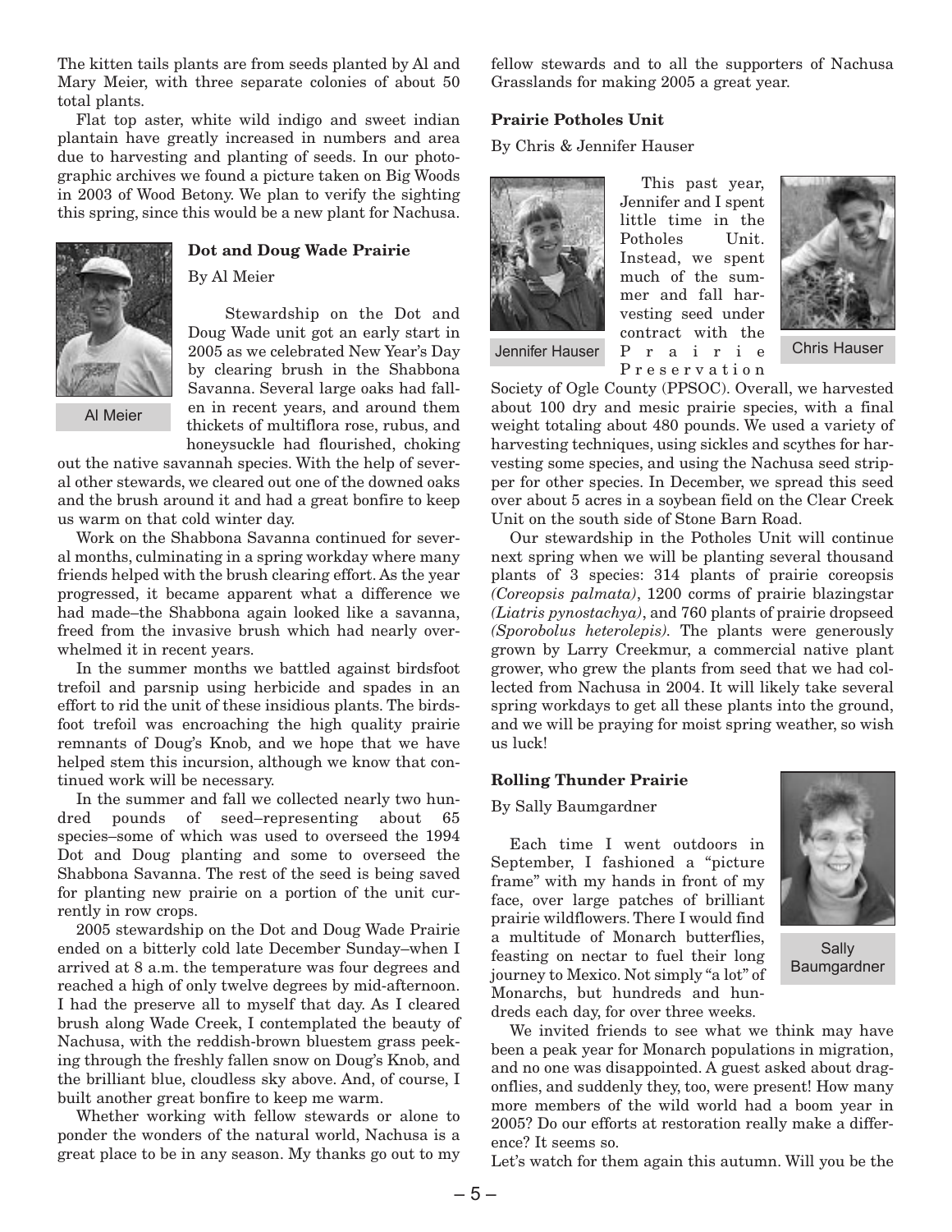The kitten tails plants are from seeds planted by Al and Mary Meier, with three separate colonies of about 50 total plants.

Flat top aster, white wild indigo and sweet indian plantain have greatly increased in numbers and area due to harvesting and planting of seeds. In our photographic archives we found a picture taken on Big Woods in 2003 of Wood Betony. We plan to verify the sighting this spring, since this would be a new plant for Nachusa.

### Dot and Doug Wade Prairie

By Al Meier

Al Meier

Stewardship on the Dot and Doug Wade unit got an early start in 2005 as we celebrated New Year's Day by clearing brush in the Shabbona Savanna. Several large oaks had fallen in recent years, and around them thickets of multiflora rose, rubus, and honeysuckle had flourished, choking out the native savannah species. With the help of several other stewards, we cleared out one of the downed oaks and the brush around it and had a great bonfire to keep us warm on that cold winter day.

Work on the Shabbona Savanna continued for several months, culminating in a spring workday where many friends helped with the brush clearing effort. As the year progressed, it became apparent what a difference we had made–the Shabbona again looked like a savanna, freed from the invasive brush which had nearly overwhelmed it in recent years.

In the summer months we battled against birdsfoot trefoil and parsnip using herbicide and spades in an effort to rid the unit of these insidious plants. The birdsfoot trefoil was encroaching the high quality prairie remnants of Doug's Knob, and we hope that we have helped stem this incursion, although we know that continued work will be necessary.

In the summer and fall we collected nearly two hundred pounds of seed–representing about 65 species–some of which was used to overseed the 1994 Dot and Doug planting and some to overseed the Shabbona Savanna. The rest of the seed is being saved for planting new prairie on a portion of the unit currently in row crops.

2005 stewardship on the Dot and Doug Wade Prairie ended on a bitterly cold late December Sunday–when I arrived at 8 a.m. the temperature was four degrees and reached a high of only twelve degrees by mid-afternoon. I had the preserve all to myself that day. As I cleared brush along Wade Creek, I contemplated the beauty of Nachusa, with the reddish-brown bluestem grass peeking through the freshly fallen snow on Doug's Knob, and the brilliant blue, cloudless sky above. And, of course, I built another great bonfire to keep me warm.

Whether working with fellow stewards or alone to ponder the wonders of the natural world, Nachusa is a great place to be in any season. My thanks go out to my fellow stewards and to all the supporters of Nachusa Grasslands for making 2005 a great year.

### Prairie Potholes Unit

By Chris & Jennifer Hauser

Jennifer Hauser

Chris Hauser

This past year, Jennifer and I spent little time in the Potholes Unit. Instead, we spent much of the summer and fall harvesting seed under contract with the Prairie Preservation Society of Ogle County (PPSOC). Overall, we harvested about 100 dry and mesic prairie species, with a final weight totaling about 480 pounds. We used a variety of harvesting techniques, using sickles and scythes for harvesting some species, and using the Nachusa seed stripper for other species. In December, we spread this seed over about 5 acres in a soybean field on the Clear Creek Unit on the south side of Stone Barn Road.

Our stewardship in the Potholes Unit will continue next spring when we will be planting several thousand plants of 3 species: 314 plants of prairie coreopsis *(Coreopsis palmata)*, 1200 corms of prairie blazingstar *(Liatris pynostachya)*, and 760 plants of prairie dropseed *(Sporobolus heterolepis)*. The plants were generously grown by Larry Creekmur, a commercial native plant grower, who grew the plants from seed that we had collected from Nachusa in 2004. It will likely take several spring workdays to get all these plants into the ground, and we will be praying for moist spring weather, so wish us luck!

### Rolling Thunder Prairie

By Sally Baumgardner

Sally Baumgardner

Each time I went outdoors in September, I fashioned a "picture frame" with my hands in front of my face, over large patches of brilliant prairie wildflowers. There I would find a multitude of Monarch butterflies, feasting on nectar to fuel their long journey to Mexico. Not simply "a lot" of Monarchs, but hundreds and hundreds each day, for over three weeks.

We invited friends to see what we think may have been a peak year for Monarch populations in migration, and no one was disappointed. A guest asked about dragonflies, and suddenly they, too, were present! How many more members of the wild world had a boom year in 2005? Do our efforts at restoration really make a difference? It seems so.

Let's watch for them again this autumn. Will you be the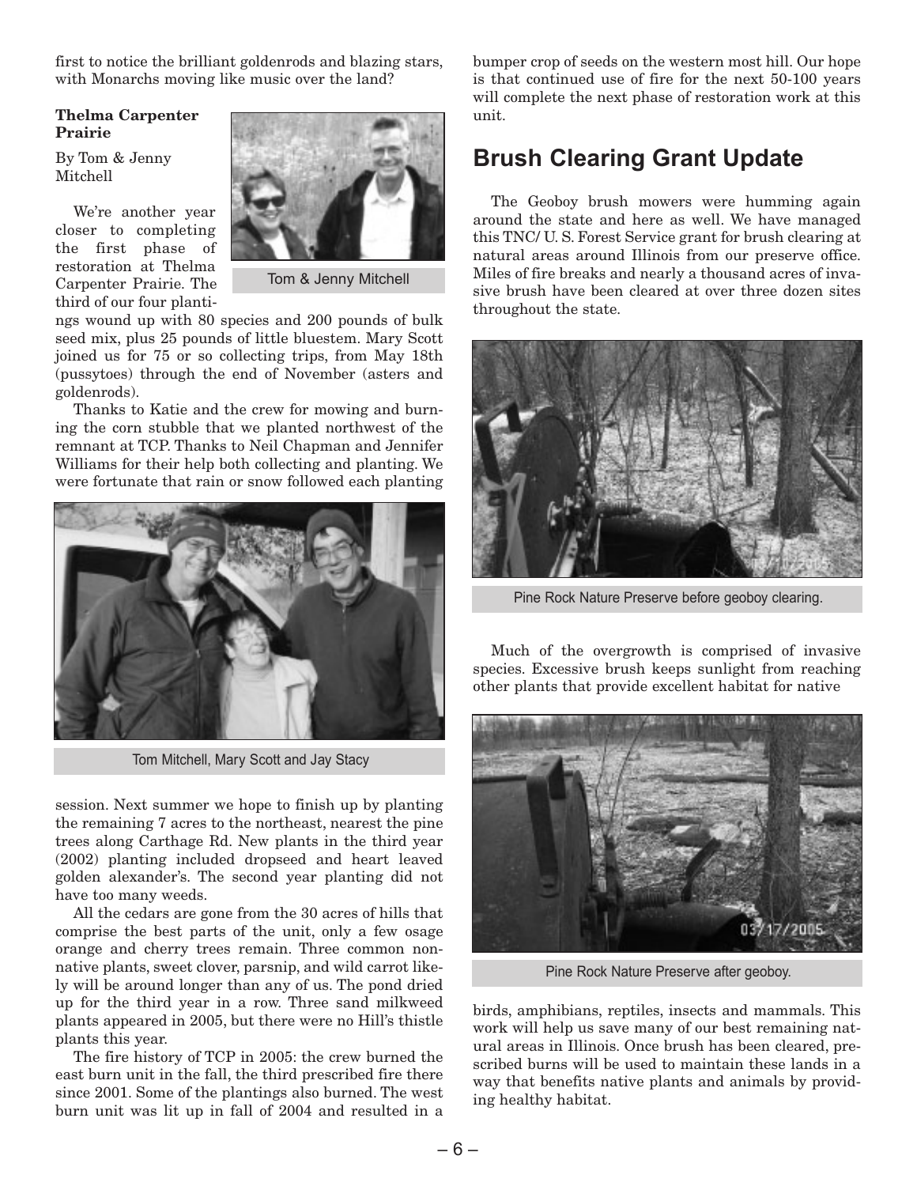first to notice the brilliant goldenrods and blazing stars, with Monarchs moving like music over the land?

**Thelma Carpenter Prairie**

By Tom & Jenny Mitchell

Tom & Jenny Mitchell

We're another year closer to completing the first phase of restoration at Thelma Carpenter Prairie. The third of our four plantings wound up with 80 species and 200 pounds of bulk seed mix, plus 25 pounds of little bluestem. Mary Scott joined us for 75 or so collecting trips, from May 18th (pussytoes) through the end of November (asters and goldenrods).

Thanks to Katie and the crew for mowing and burning the corn stubble that we planted northwest of the remnant at TCP. Thanks to Neil Chapman and Jennifer Williams for their help both collecting and planting. We were fortunate that rain or snow followed each planting session. Next summer we hope to finish up by planting the remaining 7 acres to the northeast, nearest the pine trees along Carthage Rd. New plants in the third year (2002) planting included dropseed and heart leaved golden alexander's. The second year planting did not have too many weeds.

Tom Mitchell, Mary Scott and Jay Stacy

All the cedars are gone from the 30 acres of hills that comprise the best parts of the unit, only a few osage orange and cherry trees remain. Three common nonnative plants, sweet clover, parsnip, and wild carrot likely will be around longer than any of us. The pond dried up for the third year in a row. Three sand milkweed plants appeared in 2005, but there were no Hill's thistle plants this year.

The fire history of TCP in 2005: the crew burned the east burn unit in the fall, the third prescribed fire there since 2001. Some of the plantings also burned. The west burn unit was lit up in fall of 2004 and resulted in a bumper crop of seeds on the western most hill. Our hope is that continued use of fire for the next 50-100 years will complete the next phase of restoration work at this unit.

## Brush Clearing Grant Update

The Geoboy brush mowers were humming again around the state and here as well. We have managed this TNC/ U. S. Forest Service grant for brush clearing at natural areas around Illinois from our preserve office. Miles of fire breaks and nearly a thousand acres of invasive brush have been cleared at over three dozen sites throughout the state.

Pine Rock Nature Preserve before geoboy clearing.

Much of the overgrowth is comprised of invasive species. Excessive brush keeps sunlight from reaching other plants that provide excellent habitat for native birds, amphibians, reptiles, insects and mammals. This work will help us save many of our best remaining natural areas in Illinois. Once brush has been cleared, prescribed burns will be used to maintain these lands in a way that benefits native plants and animals by providing healthy habitat.

Pine Rock Nature Preserve after geoboy.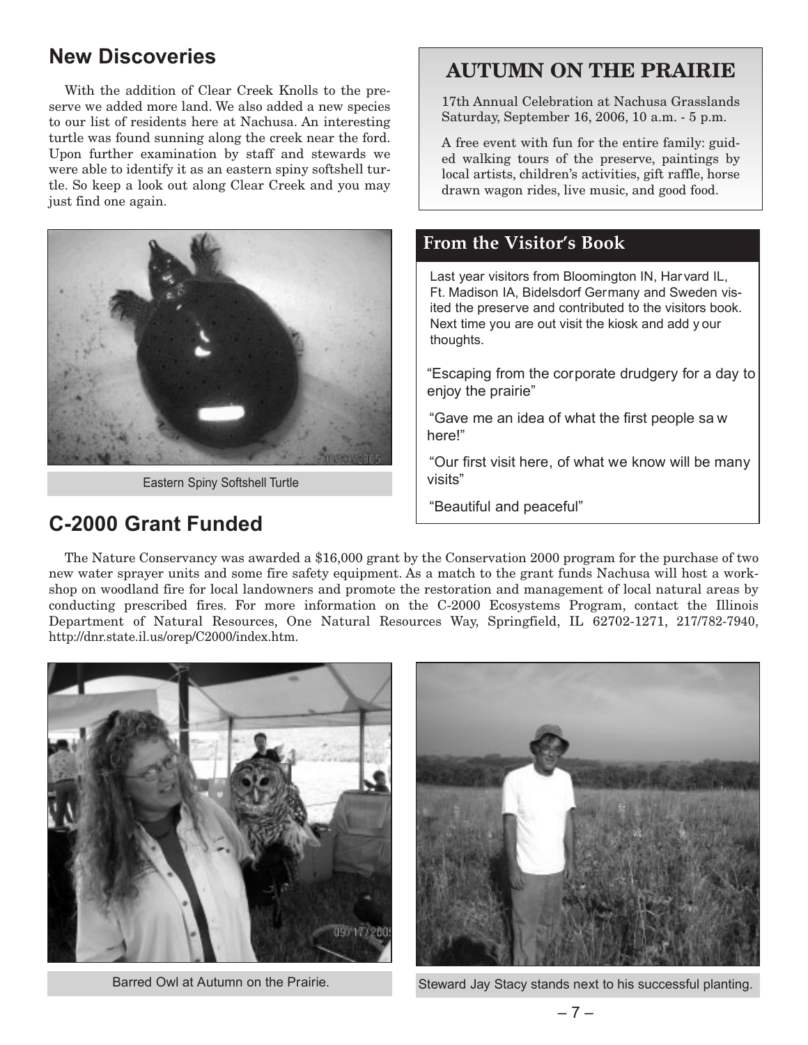## New Discoveries

With the addition of Clear Creek Knolls to the preserve we added more land. We also added a new species to our list of residents here at Nachusa. An interesting turtle was found sunning along the creek near the ford. Upon further examination by staff and stewards we were able to identify it as an eastern spiny softshell turtle. So keep a look out along Clear Creek and you may just find one again.

Eastern Spiny Softshell Turtle

## C-2000 Grant Funded

The Nature Conservancy was awarded a $16,000 grant by the Conservation 2000 program for the purchase of two new water sprayer units and some fire safety equipment. As a match to the grant funds Nachusa will host a workshop on woodland fire for local landowners and promote the restoration and management of local natural areas by conducting prescribed fires. For more information on the C-2000 Ecosystems Program, contact the Illinois Department of Natural Resources, One Natural Resources Way, Springfield, IL 62702-1271, 217/782-7940, http://dnr.state.il.us/orep/C2000/index.htm.

## AUTUMN ON THE PRAIRIE

17th Annual Celebration at Nachusa Grasslands
Saturday, September 16, 2006, 10 a.m. - 5 p.m.

A free event with fun for the entire family: guided walking tours of the preserve, paintings by local artists, children's activities, gift raffle, horse drawn wagon rides, live music, and good food.

### From the Visitor's Book

Last year visitors from Bloomington IN, Harvard IL, Ft. Madison IA, Bidelsdorf Germany and Sweden visited the preserve and contributed to the visitors book. Next time you are out visit the kiosk and add your thoughts.

"Escaping from the corporate drudgery for a day to enjoy the prairie"

"Gave me an idea of what the first people saw here!"

"Our first visit here, of what we know will be many visits"

"Beautiful and peaceful"

Barred Owl at Autumn on the Prairie.

Steward Jay Stacy stands next to his successful planting.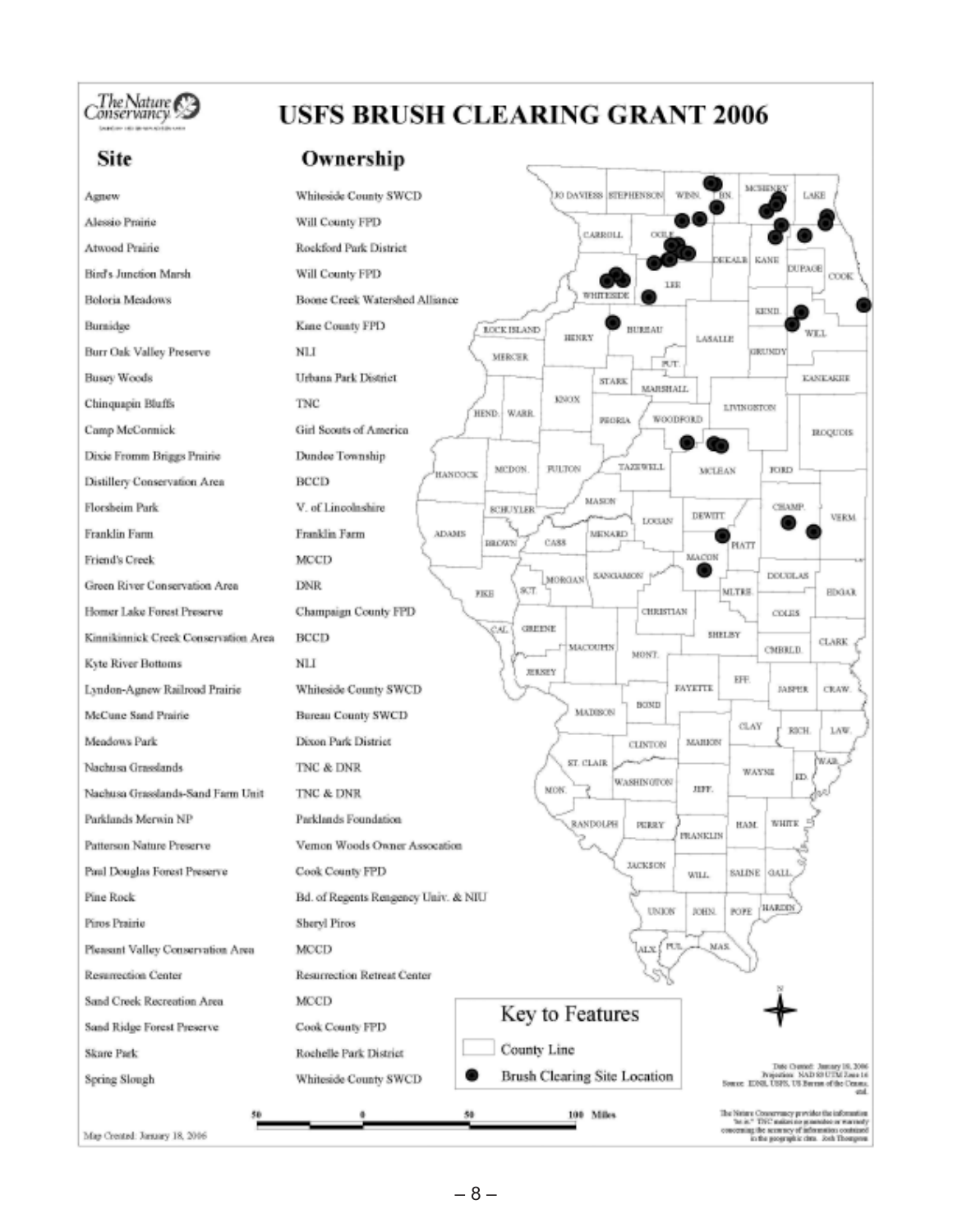The Nature Conservancy

# USFS BRUSH CLEARING GRANT 2006

| Site | Ownership |
|---|---|
| Agnew | Whiteside County SWCD |
| Alessio Prairie | Will County FPD |
| Atwood Prairie | Rockford Park District |
| Bird's Junction Marsh | Will County FPD |
| Boloria Meadows | Boone Creek Watershed Alliance |
| Burnidge | Kane County FPD |
| Burr Oak Valley Preserve | NLI |
| Busey Woods | Urbana Park District |
| Chinquapin Bluffs | TNC |
| Camp McCormick | Girl Scouts of America |
| Dixie Fromm Briggs Prairie | Dundee Township |
| Distillery Conservation Area | BCCD |
| Florsheim Park | V. of Lincolnshire |
| Franklin Farm | Franklin Farm |
| Friend's Creek | MCCD |
| Green River Conservation Area | DNR |
| Homer Lake Forest Preserve | Champaign County FPD |
| Kinnikinnick Creek Conservation Area | BCCD |
| Kyte River Bottoms | NLI |
| Lyndon-Agnew Railroad Prairie | Whiteside County SWCD |
| McCune Sand Prairie | Bureau County SWCD |
| Meadows Park | Dixon Park District |
| Nachusa Grasslands | TNC & DNR |
| Nachusa Grasslands-Sand Farm Unit | TNC & DNR |
| Parklands Merwin NP | Parklands Foundation |
| Patterson Nature Preserve | Vernon Woods Owner Assocation |
| Paul Douglas Forest Preserve | Cook County FPD |
| Pine Rock | Bd. of Regents Rengency Univ. & NIU |
| Piros Prairie | Sheryl Piros |
| Pleasant Valley Conservation Area | MCCD |
| Resurrection Center | Resurrection Retreat Center |
| Sand Creek Recreation Area | MCCD |
| Sand Ridge Forest Preserve | Cook County FPD |
| Skare Park | Rochelle Park District |
| Spring Slough | Whiteside County SWCD |

**Key to Features**

- County Line
- Brush Clearing Site Location

50 0 50 100 Miles

Date Created: January 18, 2006
Projection: NAD 83 UTM Zone 16
Source: IDNR, USFS, US Bureau of the Census, etal.

The Nature Conservancy provides the information "as is." TNC makes no guarantee or warranty concerning the accuracy of information contained in the geographic data. Josh Thompson

Map Created: January 18, 2006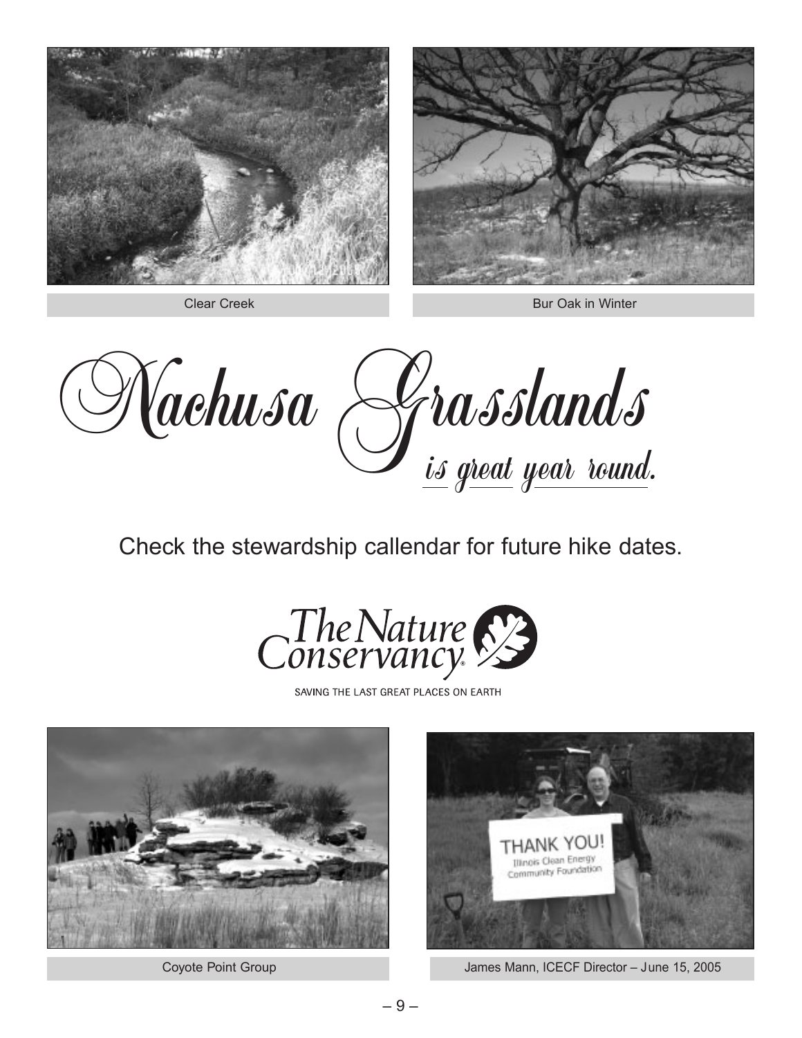Clear Creek

Bur Oak in Winter

# Nachusa Grasslands *is great year round.*

Check the stewardship callendar for future hike dates.

The Nature Conservancy

SAVING THE LAST GREAT PLACES ON EARTH

Coyote Point Group

James Mann, ICECF Director – June 15, 2005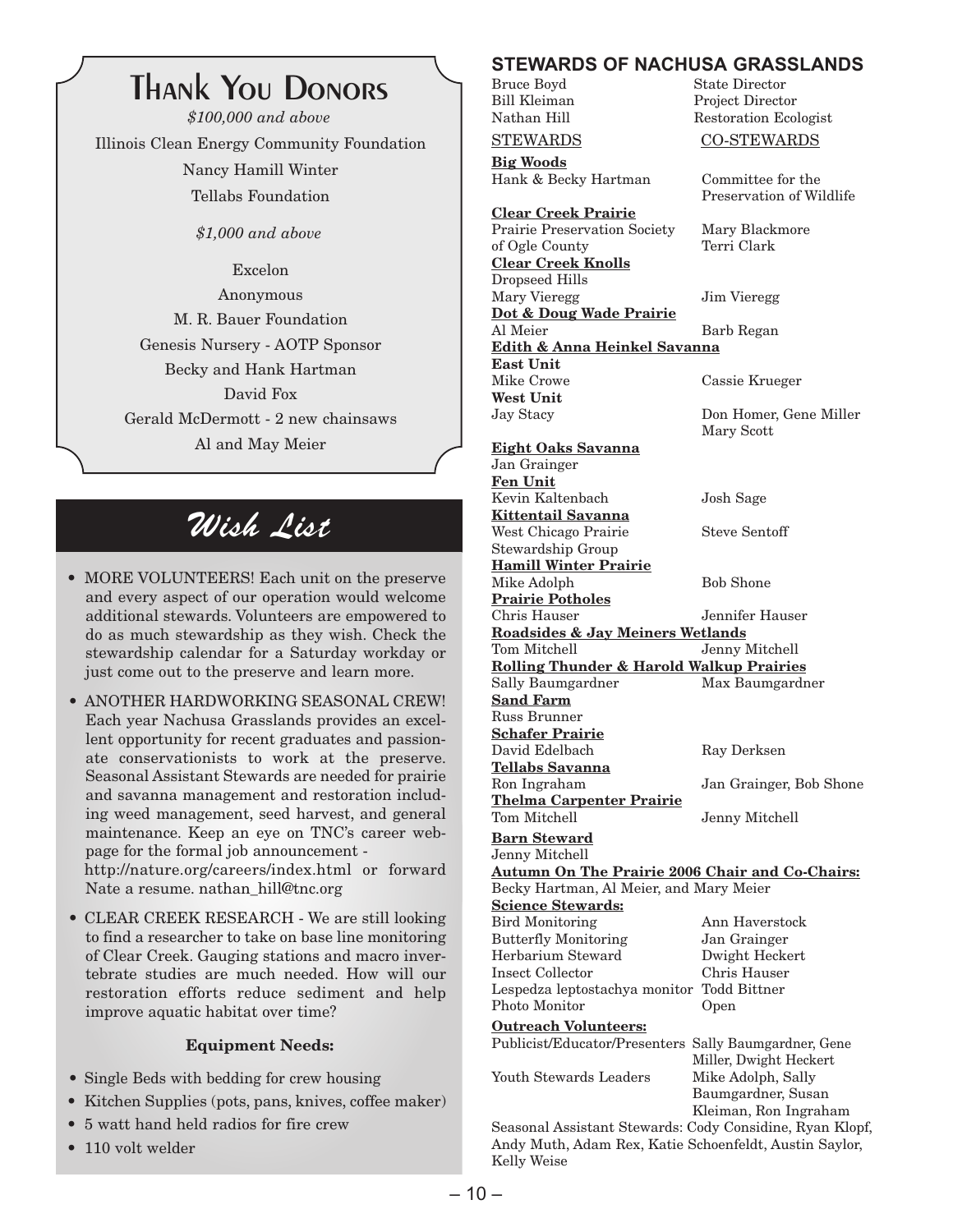## Thank You Donors

*$100,000 and above*

Illinois Clean Energy Community Foundation

Nancy Hamill Winter

Tellabs Foundation

*$1,000 and above*

Excelon

Anonymous

M. R. Bauer Foundation

Genesis Nursery - AOTP Sponsor

Becky and Hank Hartman

David Fox

Gerald McDermott - 2 new chainsaws

Al and May Meier

## *Wish List*

- MORE VOLUNTEERS! Each unit on the preserve and every aspect of our operation would welcome additional stewards. Volunteers are empowered to do as much stewardship as they wish. Check the stewardship calendar for a Saturday workday or just come out to the preserve and learn more.
- ANOTHER HARDWORKING SEASONAL CREW! Each year Nachusa Grasslands provides an excellent opportunity for recent graduates and passionate conservationists to work at the preserve. Seasonal Assistant Stewards are needed for prairie and savanna management and restoration including weed management, seed harvest, and general maintenance. Keep an eye on TNC's career webpage for the formal job announcement - http://nature.org/careers/index.html or forward Nate a resume. nathan_hill@tnc.org
- CLEAR CREEK RESEARCH - We are still looking to find a researcher to take on base line monitoring of Clear Creek. Gauging stations and macro invertebrate studies are much needed. How will our restoration efforts reduce sediment and help improve aquatic habitat over time?

**Equipment Needs:**

- Single Beds with bedding for crew housing
- Kitchen Supplies (pots, pans, knives, coffee maker)
- 5 watt hand held radios for fire crew
- 110 volt welder

## STEWARDS OF NACHUSA GRASSLANDS

Bruce Boyd — State Director
Bill Kleiman — Project Director
Nathan Hill — Restoration Ecologist

| STEWARDS | CO-STEWARDS |
|---|---|
| **Big Woods** | |
| Hank & Becky Hartman | Committee for the Preservation of Wildlife |
| **Clear Creek Prairie** | |
| Prairie Preservation Society of Ogle County | Mary Blackmore, Terri Clark |
| **Clear Creek Knolls** | |
| Dropseed Hills | |
| Mary Vieregg | Jim Vieregg |
| **Dot & Doug Wade Prairie** | |
| Al Meier | Barb Regan |
| **Edith & Anna Heinkel Savanna** | |
| **East Unit** | |
| Mike Crowe | Cassie Krueger |
| **West Unit** | |
| Jay Stacy | Don Homer, Gene Miller, Mary Scott |
| **Eight Oaks Savanna** | |
| Jan Grainger | |
| **Fen Unit** | |
| Kevin Kaltenbach | Josh Sage |
| **Kittentail Savanna** | |
| West Chicago Prairie Stewardship Group | Steve Sentoff |
| **Hamill Winter Prairie** | |
| Mike Adolph | Bob Shone |
| **Prairie Potholes** | |
| Chris Hauser | Jennifer Hauser |
| **Roadsides & Jay Meiners Wetlands** | |
| Tom Mitchell | Jenny Mitchell |
| **Rolling Thunder & Harold Walkup Prairies** | |
| Sally Baumgardner | Max Baumgardner |
| **Sand Farm** | |
| Russ Brunner | |
| **Schafer Prairie** | |
| David Edelbach | Ray Derksen |
| **Tellabs Savanna** | |
| Ron Ingraham | Jan Grainger, Bob Shone |
| **Thelma Carpenter Prairie** | |
| Tom Mitchell | Jenny Mitchell |

**Barn Steward**
Jenny Mitchell

**Autumn On The Prairie 2006 Chair and Co-Chairs:**
Becky Hartman, Al Meier, and Mary Meier

**Science Stewards:**

| | |
|---|---|
| Bird Monitoring | Ann Haverstock |
| Butterfly Monitoring | Jan Grainger |
| Herbarium Steward | Dwight Heckert |
| Insect Collector | Chris Hauser |
| Lespedza leptostachya monitor | Todd Bittner |
| Photo Monitor | Open |

**Outreach Volunteers:**

| | |
|---|---|
| Publicist/Educator/Presenters | Sally Baumgardner, Gene Miller, Dwight Heckert |
| Youth Stewards Leaders | Mike Adolph, Sally Baumgardner, Susan Kleiman, Ron Ingraham |

Seasonal Assistant Stewards: Cody Considine, Ryan Klopf, Andy Muth, Adam Rex, Katie Schoenfeldt, Austin Saylor, Kelly Weise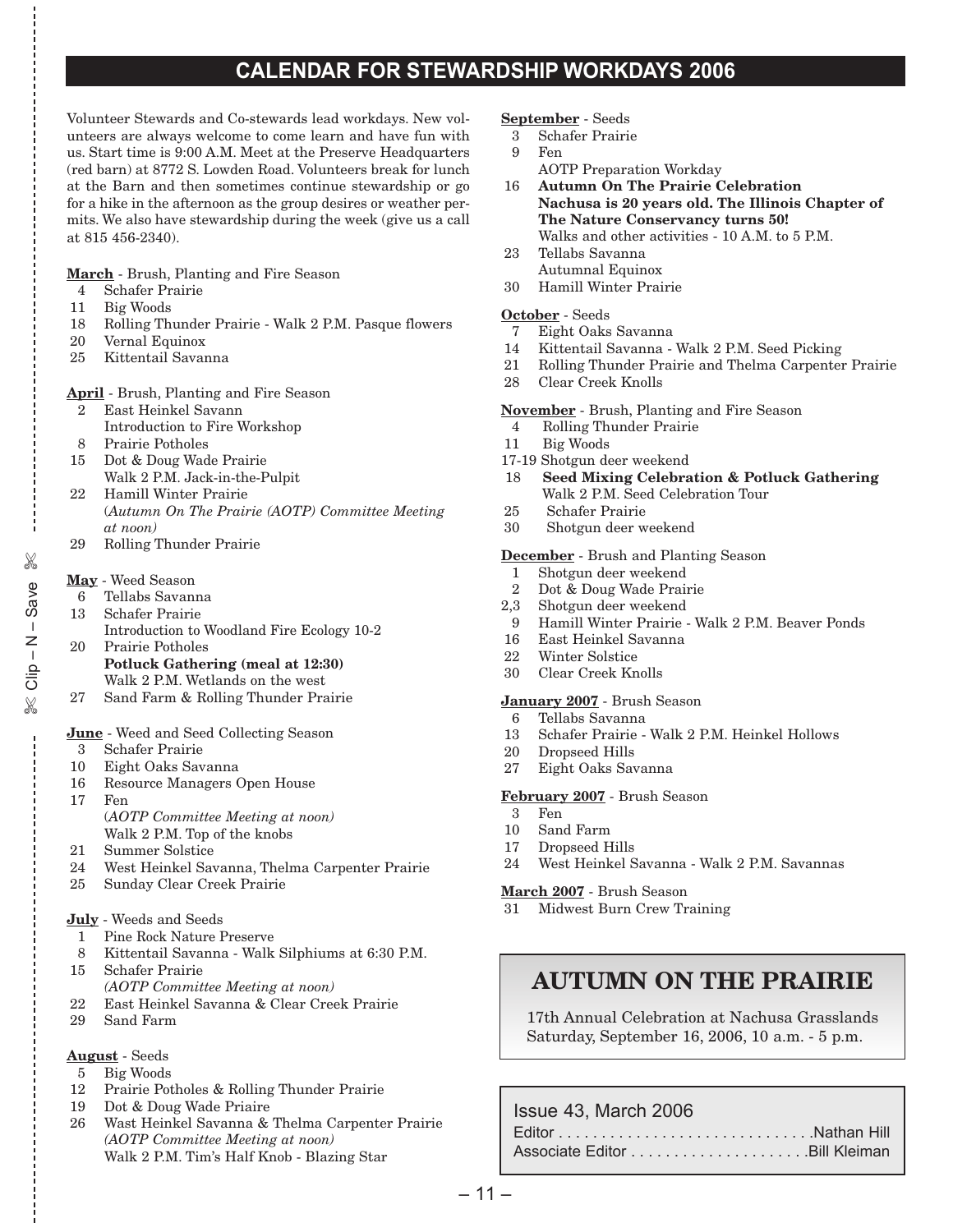## CALENDAR FOR STEWARDSHIP WORKDAYS 2006

Volunteer Stewards and Co-stewards lead workdays. New volunteers are always welcome to come learn and have fun with us. Start time is 9:00 A.M. Meet at the Preserve Headquarters (red barn) at 8772 S. Lowden Road. Volunteers break for lunch at the Barn and then sometimes continue stewardship or go for a hike in the afternoon as the group desires or weather permits. We also have stewardship during the week (give us a call at 815 456-2340).

**March** - Brush, Planting and Fire Season

- 4 Schafer Prairie
- 11 Big Woods
- 18 Rolling Thunder Prairie - Walk 2 P.M. Pasque flowers
- 20 Vernal Equinox
- 25 Kittentail Savanna

**April** - Brush, Planting and Fire Season

- 2 East Heinkel Savann
  Introduction to Fire Workshop
- 8 Prairie Potholes
- 15 Dot & Doug Wade Prairie
  Walk 2 P.M. Jack-in-the-Pulpit
- 22 Hamill Winter Prairie
  (*Autumn On The Prairie (AOTP) Committee Meeting at noon)*
- 29 Rolling Thunder Prairie

**May** - Weed Season

- 6 Tellabs Savanna
- 13 Schafer Prairie
  Introduction to Woodland Fire Ecology 10-2
- 20 Prairie Potholes
  **Potluck Gathering (meal at 12:30)**
  Walk 2 P.M. Wetlands on the west
- 27 Sand Farm & Rolling Thunder Prairie

**June** - Weed and Seed Collecting Season

- 3 Schafer Prairie
- 10 Eight Oaks Savanna
- 16 Resource Managers Open House
- 17 Fen
  (*AOTP Committee Meeting at noon)*
  Walk 2 P.M. Top of the knobs
- 21 Summer Solstice
- 24 West Heinkel Savanna, Thelma Carpenter Prairie
- 25 Sunday Clear Creek Prairie

**July** - Weeds and Seeds

- 1 Pine Rock Nature Preserve
- 8 Kittentail Savanna - Walk Silphiums at 6:30 P.M.
- 15 Schafer Prairie
  *(AOTP Committee Meeting at noon)*
- 22 East Heinkel Savanna & Clear Creek Prairie
- 29 Sand Farm

**August** - Seeds

- 5 Big Woods
- 12 Prairie Potholes & Rolling Thunder Prairie
- 19 Dot & Doug Wade Priaire
- 26 Wast Heinkel Savanna & Thelma Carpenter Prairie
  *(AOTP Committee Meeting at noon)*
  Walk 2 P.M. Tim's Half Knob - Blazing Star

**September** - Seeds

- 3 Schafer Prairie
- 9 Fen
  AOTP Preparation Workday
- 16 **Autumn On The Prairie Celebration**
  **Nachusa is 20 years old. The Illinois Chapter of The Nature Conservancy turns 50!**
  Walks and other activities - 10 A.M. to 5 P.M.
- 23 Tellabs Savanna
  Autumnal Equinox
- 30 Hamill Winter Prairie

**October** - Seeds

- 7 Eight Oaks Savanna
- 14 Kittentail Savanna - Walk 2 P.M. Seed Picking
- 21 Rolling Thunder Prairie and Thelma Carpenter Prairie
- 28 Clear Creek Knolls

**November** - Brush, Planting and Fire Season

- 4 Rolling Thunder Prairie
- 11 Big Woods
- 17-19 Shotgun deer weekend
- 18 **Seed Mixing Celebration & Potluck Gathering**
  Walk 2 P.M. Seed Celebration Tour
- 25 Schafer Prairie
- 30 Shotgun deer weekend

**December** - Brush and Planting Season

- 1 Shotgun deer weekend
- 2 Dot & Doug Wade Prairie
- 2,3 Shotgun deer weekend
- 9 Hamill Winter Prairie - Walk 2 P.M. Beaver Ponds
- 16 East Heinkel Savanna
- 22 Winter Solstice
- 30 Clear Creek Knolls

**January 2007** - Brush Season

- 6 Tellabs Savanna
- 13 Schafer Prairie - Walk 2 P.M. Heinkel Hollows
- 20 Dropseed Hills
- 27 Eight Oaks Savanna

**February 2007** - Brush Season

- 3 Fen
- 10 Sand Farm
- 17 Dropseed Hills
- 24 West Heinkel Savanna - Walk 2 P.M. Savannas

**March 2007** - Brush Season

- 31 Midwest Burn Crew Training

## AUTUMN ON THE PRAIRIE

17th Annual Celebration at Nachusa Grasslands
Saturday, September 16, 2006, 10 a.m. - 5 p.m.

Issue 43, March 2006

Editor . . . . . . . . . . . . . . . . . . . . . . . . . . . . . .Nathan Hill
Associate Editor . . . . . . . . . . . . . . . . . . . . .Bill Kleiman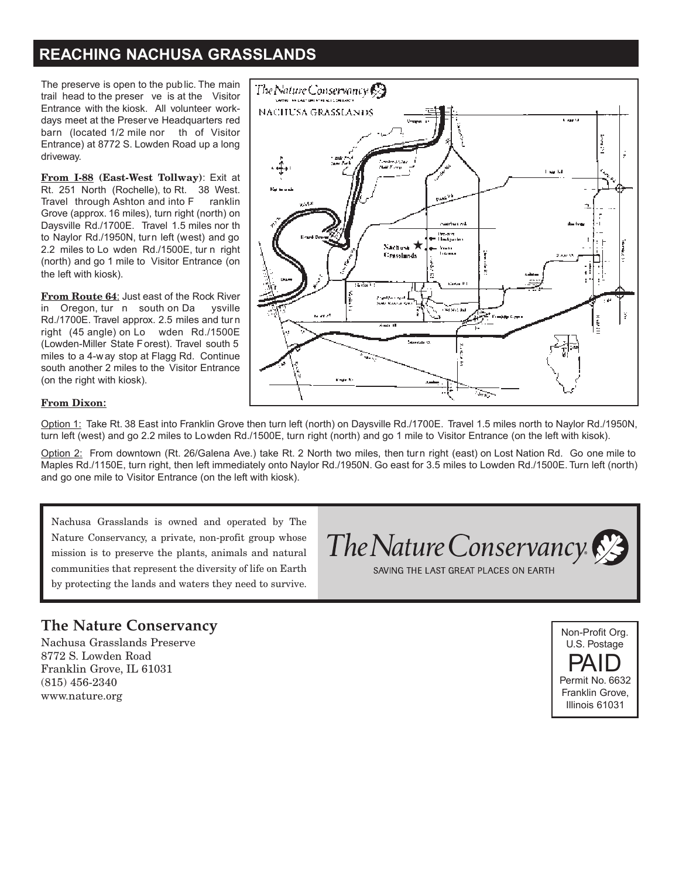## REACHING NACHUSA GRASSLANDS

The preserve is open to the public. The main trail head to the preserve is at the Visitor Entrance with the kiosk. All volunteer workdays meet at the Preserve Headquarters red barn (located 1/2 mile north of Visitor Entrance) at 8772 S. Lowden Road up a long driveway.

**From I-88 (East-West Tollway)**: Exit at Rt. 251 North (Rochelle), to Rt. 38 West. Travel through Ashton and into Franklin Grove (approx. 16 miles), turn right (north) on Daysville Rd./1700E. Travel 1.5 miles north to Naylor Rd./1950N, turn left (west) and go 2.2 miles to Lowden Rd./1500E, turn right (north) and go 1 mile to Visitor Entrance (on the left with kiosk).

**From Route 64**: Just east of the Rock River in Oregon, turn south on Daysville Rd./1700E. Travel approx. 2.5 miles and turn right (45 angle) on Lowden Rd./1500E (Lowden-Miller State Forest). Travel south 5 miles to a 4-way stop at Flagg Rd. Continue south another 2 miles to the Visitor Entrance (on the right with kiosk).

**From Dixon:**

Option 1: Take Rt. 38 East into Franklin Grove then turn left (north) on Daysville Rd./1700E. Travel 1.5 miles north to Naylor Rd./1950N, turn left (west) and go 2.2 miles to Lowden Rd./1500E, turn right (north) and go 1 mile to Visitor Entrance (on the left with kisok).

Option 2: From downtown (Rt. 26/Galena Ave.) take Rt. 2 North two miles, then turn right (east) on Lost Nation Rd. Go one mile to Maples Rd./1150E, turn right, then left immediately onto Naylor Rd./1950N. Go east for 3.5 miles to Lowden Rd./1500E. Turn left (north) and go one mile to Visitor Entrance (on the left with kiosk).

The Nature Conservancy
NACHUSA GRASSLANDS

Nachusa Grasslands

Nachusa Grasslands is owned and operated by The Nature Conservancy, a private, non-profit group whose mission is to preserve the plants, animals and natural communities that represent the diversity of life on Earth by protecting the lands and waters they need to survive.

The Nature Conservancy
SAVING THE LAST GREAT PLACES ON EARTH

### The Nature Conservancy

Nachusa Grasslands Preserve
8772 S. Lowden Road
Franklin Grove, IL 61031
(815) 456-2340
www.nature.org

Non-Profit Org.
U.S. Postage
PAID
Permit No. 6632
Franklin Grove,
Illinois 61031